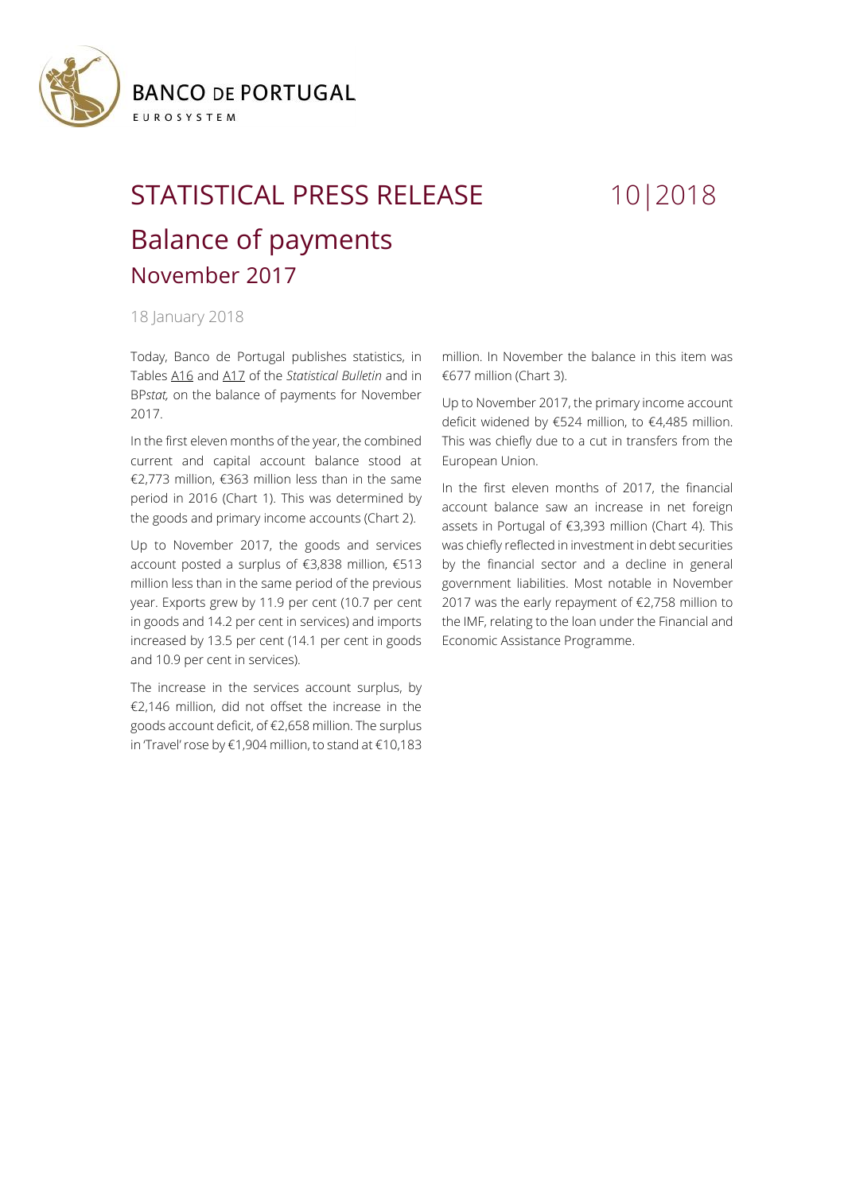BANCO DE PORTUGAL
EUROSYSTEM

# STATISTICAL PRESS RELEASE 10|2018

## Balance of payments
### November 2017

18 January 2018

Today, Banco de Portugal publishes statistics, in Tables A16 and A17 of the *Statistical Bulletin* and in BP*stat,* on the balance of payments for November 2017.

In the first eleven months of the year, the combined current and capital account balance stood at €2,773 million, €363 million less than in the same period in 2016 (Chart 1). This was determined by the goods and primary income accounts (Chart 2).

Up to November 2017, the goods and services account posted a surplus of €3,838 million, €513 million less than in the same period of the previous year. Exports grew by 11.9 per cent (10.7 per cent in goods and 14.2 per cent in services) and imports increased by 13.5 per cent (14.1 per cent in goods and 10.9 per cent in services).

The increase in the services account surplus, by €2,146 million, did not offset the increase in the goods account deficit, of €2,658 million. The surplus in 'Travel' rose by €1,904 million, to stand at €10,183 million. In November the balance in this item was €677 million (Chart 3).

Up to November 2017, the primary income account deficit widened by €524 million, to €4,485 million. This was chiefly due to a cut in transfers from the European Union.

In the first eleven months of 2017, the financial account balance saw an increase in net foreign assets in Portugal of €3,393 million (Chart 4). This was chiefly reflected in investment in debt securities by the financial sector and a decline in general government liabilities. Most notable in November 2017 was the early repayment of €2,758 million to the IMF, relating to the loan under the Financial and Economic Assistance Programme.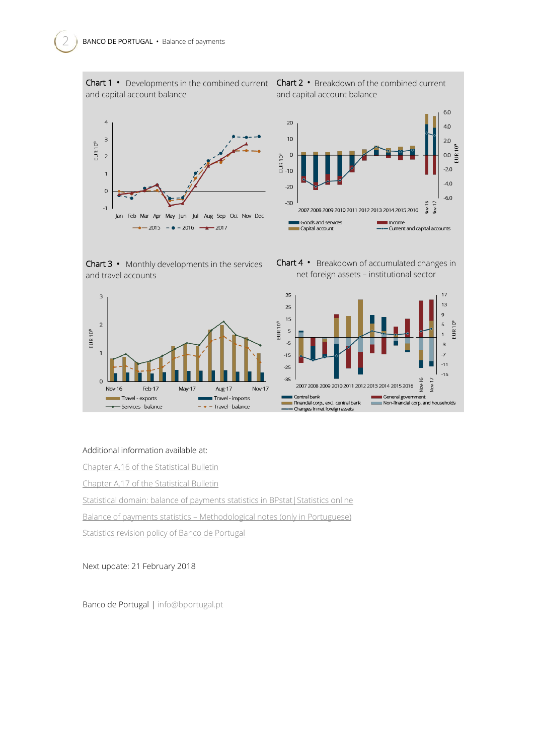**Chart 1** • Developments in the combined current and capital account balance

EUR 10⁹

4
3
2
1
0
-1

Jan Feb Mar Apr May Jun Jul Aug Sep Oct Nov Dec

2015 2016 2017

**Chart 2** • Breakdown of the combined current and capital account balance

EUR 10⁹

20
10
0
-10
-20
-30

2007 2008 2009 2010 2011 2012 2013 2014 2015 2016 Nov 16 Nov 17

6.0
4.0
2.0
0.0
-2.0
-4.0
-6.0

EUR 10⁹

Goods and services
Capital account
Income
Current and capital accounts

**Chart 3** • Monthly developments in the services and travel accounts

EUR 10⁹

3
2
1
0

Nov-16 Feb-17 May-17 Aug-17 Nov-17

Travel - exports
Travel - imports
Services - balance
Travel - balance

**Chart 4** • Breakdown of accumulated changes in net foreign assets – institutional sector

EUR 10⁹

35
25
15
5
-5
-15
-25
-35

2007 2008 2009 2010 2011 2012 2013 2014 2015 2016 Nov-16 Nov-17

17
13
9
5
1
-3
-7
-11
-15

EUR 10⁹

Central bank
Financial corp., excl. central bank
Changes in net foreign assets
General government
Non-financial corp. and households

Additional information available at:

Chapter A.16 of the Statistical Bulletin

Chapter A.17 of the Statistical Bulletin

Statistical domain: balance of payments statistics in BPstat | Statistics online

Balance of payments statistics – Methodological notes (only in Portuguese)

Statistics revision policy of Banco de Portugal

Next update: 21 February 2018

Banco de Portugal | info@bportugal.pt